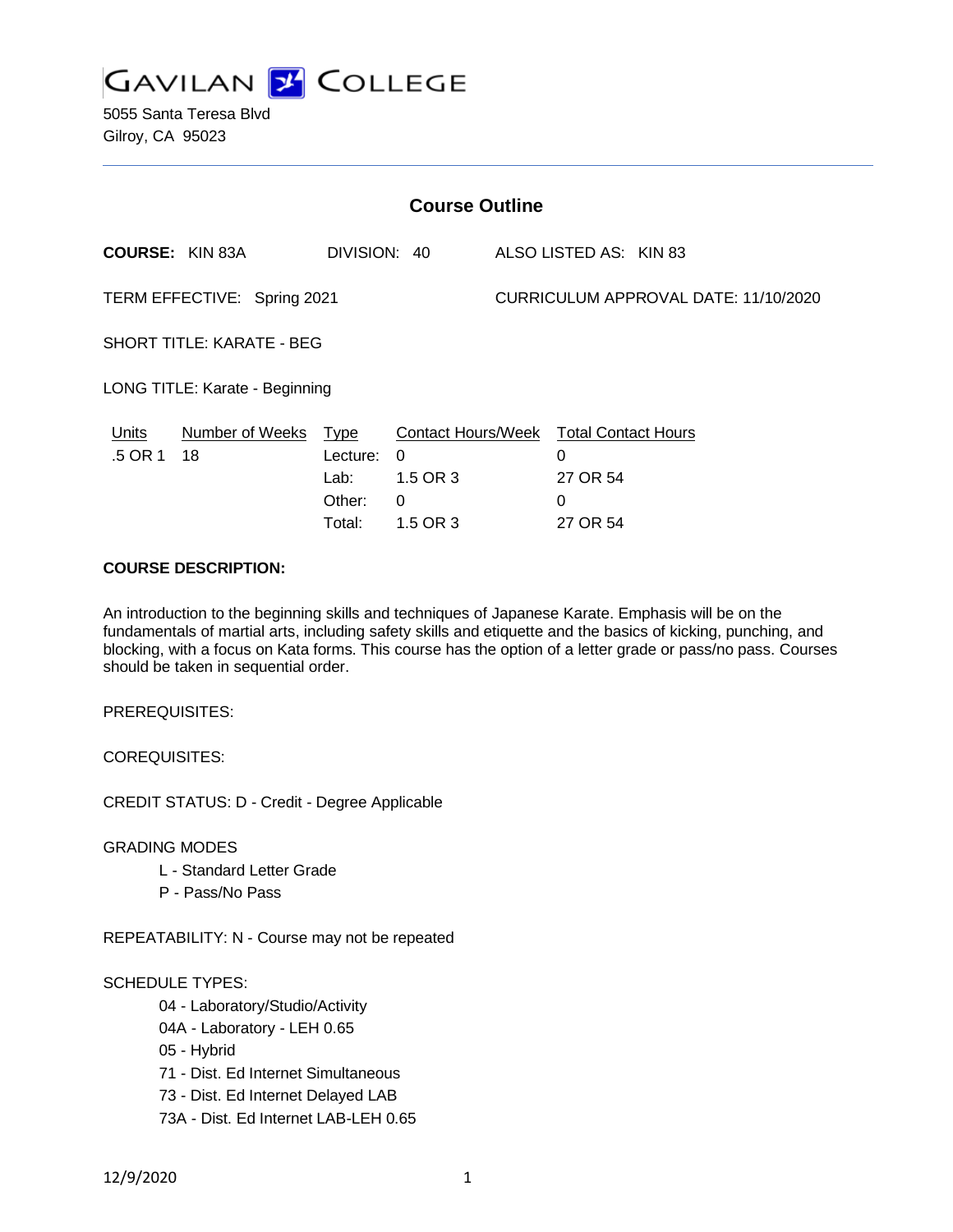# GAVILAN COLLEGE

5055 Santa Teresa Blvd
Gilroy, CA 95023

## Course Outline

**COURSE:** KIN 83A DIVISION: 40 ALSO LISTED AS: KIN 83

TERM EFFECTIVE: Spring 2021 CURRICULUM APPROVAL DATE: 11/10/2020

SHORT TITLE: KARATE - BEG

LONG TITLE: Karate - Beginning

| Units | Number of Weeks | Type | Contact Hours/Week | Total Contact Hours |
|---|---|---|---|---|
| .5 OR 1 | 18 | Lecture: | 0 | 0 |
| | | Lab: | 1.5 OR 3 | 27 OR 54 |
| | | Other: | 0 | 0 |
| | | Total: | 1.5 OR 3 | 27 OR 54 |

**COURSE DESCRIPTION:**

An introduction to the beginning skills and techniques of Japanese Karate. Emphasis will be on the fundamentals of martial arts, including safety skills and etiquette and the basics of kicking, punching, and blocking, with a focus on Kata forms. This course has the option of a letter grade or pass/no pass. Courses should be taken in sequential order.

PREREQUISITES:

COREQUISITES:

CREDIT STATUS: D - Credit - Degree Applicable

GRADING MODES

- L - Standard Letter Grade
- P - Pass/No Pass

REPEATABILITY: N - Course may not be repeated

SCHEDULE TYPES:

- 04 - Laboratory/Studio/Activity
- 04A - Laboratory - LEH 0.65
- 05 - Hybrid
- 71 - Dist. Ed Internet Simultaneous
- 73 - Dist. Ed Internet Delayed LAB
- 73A - Dist. Ed Internet LAB-LEH 0.65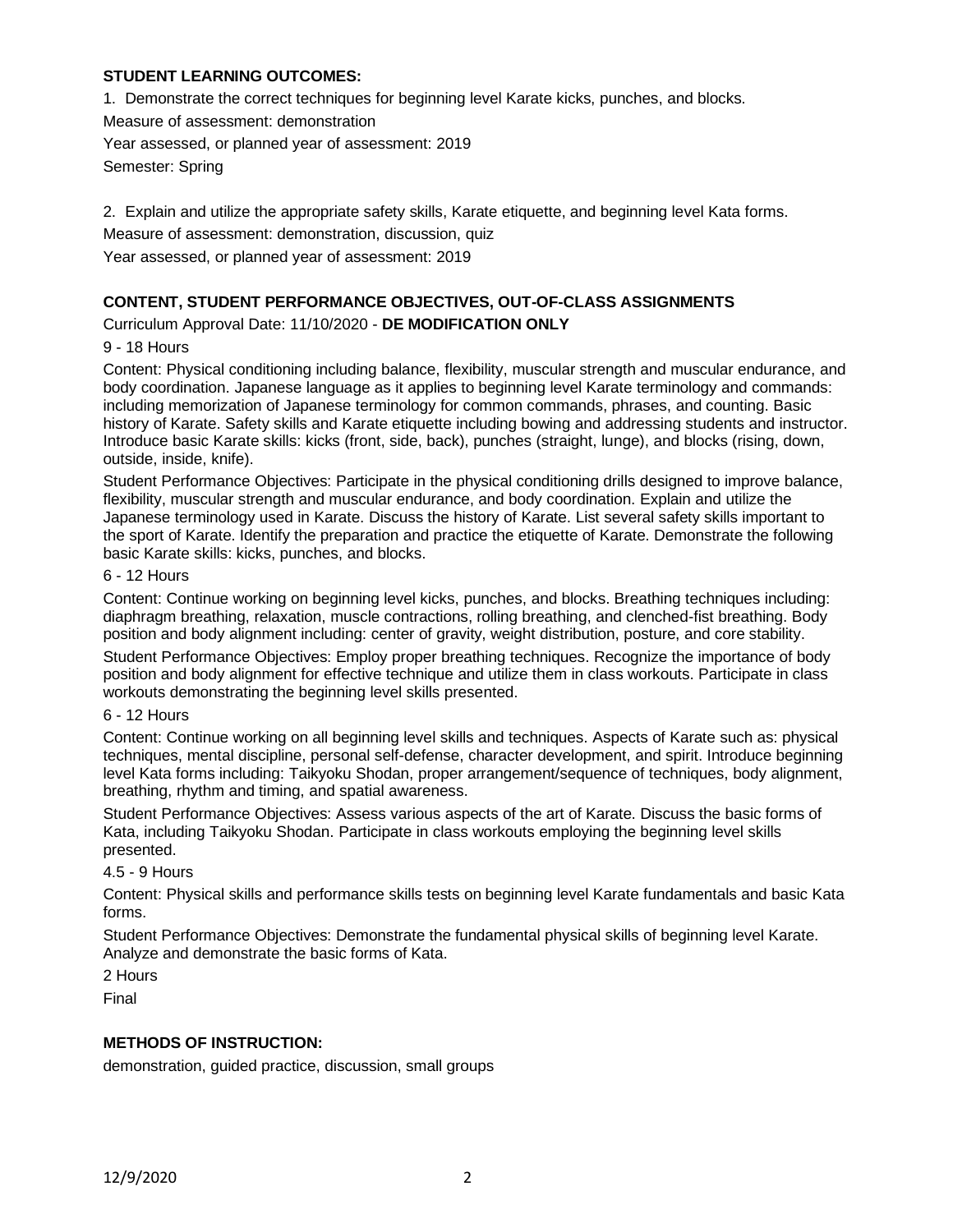**STUDENT LEARNING OUTCOMES:**

1. Demonstrate the correct techniques for beginning level Karate kicks, punches, and blocks.

Measure of assessment: demonstration

Year assessed, or planned year of assessment: 2019

Semester: Spring

2. Explain and utilize the appropriate safety skills, Karate etiquette, and beginning level Kata forms.

Measure of assessment: demonstration, discussion, quiz

Year assessed, or planned year of assessment: 2019

**CONTENT, STUDENT PERFORMANCE OBJECTIVES, OUT-OF-CLASS ASSIGNMENTS**

Curriculum Approval Date: 11/10/2020 - **DE MODIFICATION ONLY**

9 - 18 Hours

Content: Physical conditioning including balance, flexibility, muscular strength and muscular endurance, and body coordination. Japanese language as it applies to beginning level Karate terminology and commands: including memorization of Japanese terminology for common commands, phrases, and counting. Basic history of Karate. Safety skills and Karate etiquette including bowing and addressing students and instructor. Introduce basic Karate skills: kicks (front, side, back), punches (straight, lunge), and blocks (rising, down, outside, inside, knife).

Student Performance Objectives: Participate in the physical conditioning drills designed to improve balance, flexibility, muscular strength and muscular endurance, and body coordination. Explain and utilize the Japanese terminology used in Karate. Discuss the history of Karate. List several safety skills important to the sport of Karate. Identify the preparation and practice the etiquette of Karate. Demonstrate the following basic Karate skills: kicks, punches, and blocks.

6 - 12 Hours

Content: Continue working on beginning level kicks, punches, and blocks. Breathing techniques including: diaphragm breathing, relaxation, muscle contractions, rolling breathing, and clenched-fist breathing. Body position and body alignment including: center of gravity, weight distribution, posture, and core stability.

Student Performance Objectives: Employ proper breathing techniques. Recognize the importance of body position and body alignment for effective technique and utilize them in class workouts. Participate in class workouts demonstrating the beginning level skills presented.

6 - 12 Hours

Content: Continue working on all beginning level skills and techniques. Aspects of Karate such as: physical techniques, mental discipline, personal self-defense, character development, and spirit. Introduce beginning level Kata forms including: Taikyoku Shodan, proper arrangement/sequence of techniques, body alignment, breathing, rhythm and timing, and spatial awareness.

Student Performance Objectives: Assess various aspects of the art of Karate. Discuss the basic forms of Kata, including Taikyoku Shodan. Participate in class workouts employing the beginning level skills presented.

4.5 - 9 Hours

Content: Physical skills and performance skills tests on beginning level Karate fundamentals and basic Kata forms.

Student Performance Objectives: Demonstrate the fundamental physical skills of beginning level Karate. Analyze and demonstrate the basic forms of Kata.

2 Hours

Final

**METHODS OF INSTRUCTION:**

demonstration, guided practice, discussion, small groups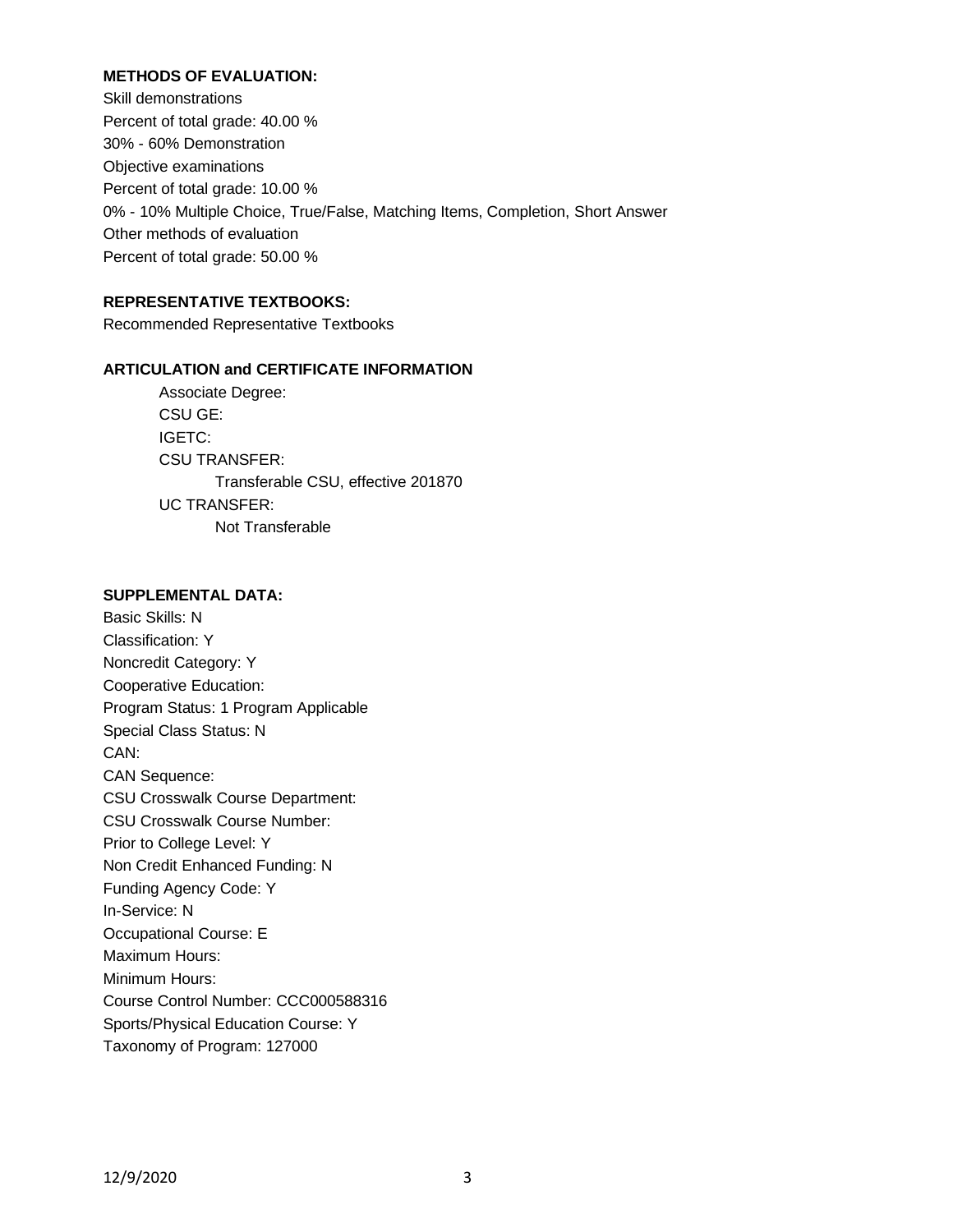**METHODS OF EVALUATION:**

Skill demonstrations
Percent of total grade: 40.00 %
30% - 60% Demonstration
Objective examinations
Percent of total grade: 10.00 %
0% - 10% Multiple Choice, True/False, Matching Items, Completion, Short Answer
Other methods of evaluation
Percent of total grade: 50.00 %

**REPRESENTATIVE TEXTBOOKS:**

Recommended Representative Textbooks

**ARTICULATION and CERTIFICATE INFORMATION**

Associate Degree:
CSU GE:
IGETC:
CSU TRANSFER:
Transferable CSU, effective 201870
UC TRANSFER:
Not Transferable

**SUPPLEMENTAL DATA:**

Basic Skills: N
Classification: Y
Noncredit Category: Y
Cooperative Education:
Program Status: 1 Program Applicable
Special Class Status: N
CAN:
CAN Sequence:
CSU Crosswalk Course Department:
CSU Crosswalk Course Number:
Prior to College Level: Y
Non Credit Enhanced Funding: N
Funding Agency Code: Y
In-Service: N
Occupational Course: E
Maximum Hours:
Minimum Hours:
Course Control Number: CCC000588316
Sports/Physical Education Course: Y
Taxonomy of Program: 127000